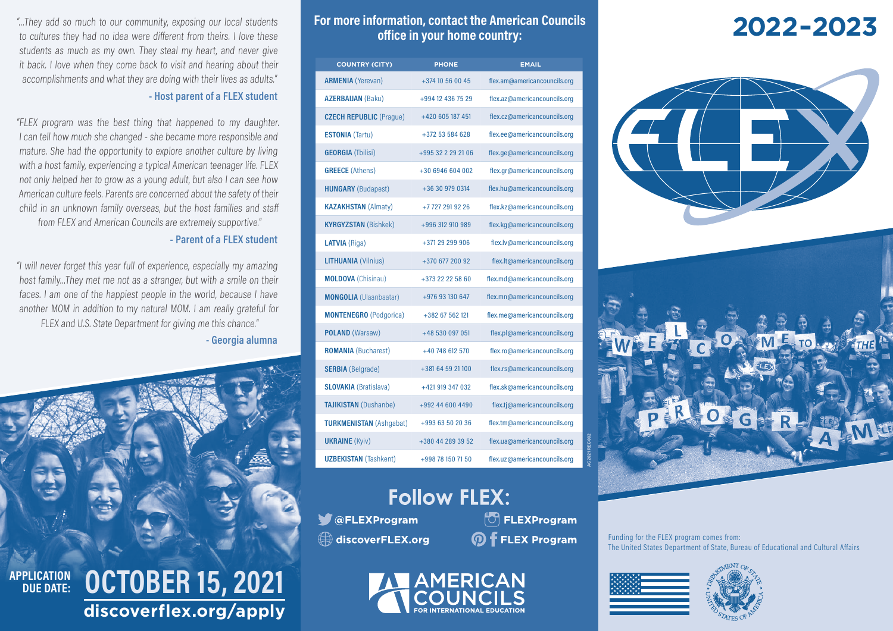"...They add so much to our community, exposing our local students to cultures they had no idea were different from theirs. I love these students as much as my own. They steal my heart, and never give it back. I love when they come back to visit and hearing about their accomplishments and what they are doing with their lives as adults."

**- Host parent of a FLEX student**

"FLEX program was the best thing that happened to my daughter. I can tell how much she changed - she became more responsible and mature. She had the opportunity to explore another culture by living with a host family, experiencing a typical American teenager life. FLEX not only helped her to grow as a young adult, but also I can see how American culture feels. Parents are concerned about the safety of their child in an unknown family overseas, but the host families and staff from FLEX and American Councils are extremely supportive."

**- Parent of a FLEX student**

"I will never forget this year full of experience, especially my amazing host family...They met me not as a stranger, but with a smile on their faces. I am one of the happiest people in the world, because I have another MOM in addition to my natural MOM. I am really grateful for FLEX and U.S. State Department for giving me this chance."

**- Georgia alumna**

**APPLICATION DUE DATE: OCTOBER 15, 2021**

**discoverflex.org/apply**

## For more information, contact the American Councils office in your home country:

| COUNTRY (CITY) | PHONE | EMAIL |
|---|---|---|
| **ARMENIA** (Yerevan) | +374 10 56 00 45 | flex.am@americancouncils.org |
| **AZERBAIJAN** (Baku) | +994 12 436 75 29 | flex.az@americancouncils.org |
| **CZECH REPUBLIC** (Prague) | +420 605 187 451 | flex.cz@americancouncils.org |
| **ESTONIA** (Tartu) | +372 53 584 628 | flex.ee@americancouncils.org |
| **GEORGIA** (Tbilisi) | +995 32 2 29 21 06 | flex.ge@americancouncils.org |
| **GREECE** (Athens) | +30 6946 604 002 | flex.gr@americancouncils.org |
| **HUNGARY** (Budapest) | +36 30 979 0314 | flex.hu@americancouncils.org |
| **KAZAKHSTAN** (Almaty) | +7 727 291 92 26 | flex.kz@americancouncils.org |
| **KYRGYZSTAN** (Bishkek) | +996 312 910 989 | flex.kg@americancouncils.org |
| **LATVIA** (Riga) | +371 29 299 906 | flex.lv@americancouncils.org |
| **LITHUANIA** (Vilnius) | +370 677 200 92 | flex.lt@americancouncils.org |
| **MOLDOVA** (Chisinau) | +373 22 22 58 60 | flex.md@americancouncils.org |
| **MONGOLIA** (Ulaanbaatar) | +976 93 130 647 | flex.mn@americancouncils.org |
| **MONTENEGRO** (Podgorica) | +382 67 562 121 | flex.me@americancouncils.org |
| **POLAND** (Warsaw) | +48 530 097 051 | flex.pl@americancouncils.org |
| **ROMANIA** (Bucharest) | +40 748 612 570 | flex.ro@americancouncils.org |
| **SERBIA** (Belgrade) | +381 64 59 21 100 | flex.rs@americancouncils.org |
| **SLOVAKIA** (Bratislava) | +421 919 347 032 | flex.sk@americancouncils.org |
| **TAJIKISTAN** (Dushanbe) | +992 44 600 4490 | flex.tj@americancouncils.org |
| **TURKMENISTAN** (Ashgabat) | +993 63 50 20 36 | flex.tm@americancouncils.org |
| **UKRAINE** (Kyiv) | +380 44 289 39 52 | flex.ua@americancouncils.org |
| **UZBEKISTAN** (Tashkent) | +998 78 150 71 50 | flex.uz@americancouncils.org |

AC 2021 REC 002

## Follow FLEX:

- @FLEXProgram
- FLEXProgram
- discoverFLEX.org
- FLEX Program

AMERICAN COUNCILS FOR INTERNATIONAL EDUCATION

# 2022-2023

FLEX

WELCOME TO THE FLEX PROGRAM

Funding for the FLEX program comes from:
The United States Department of State, Bureau of Educational and Cultural Affairs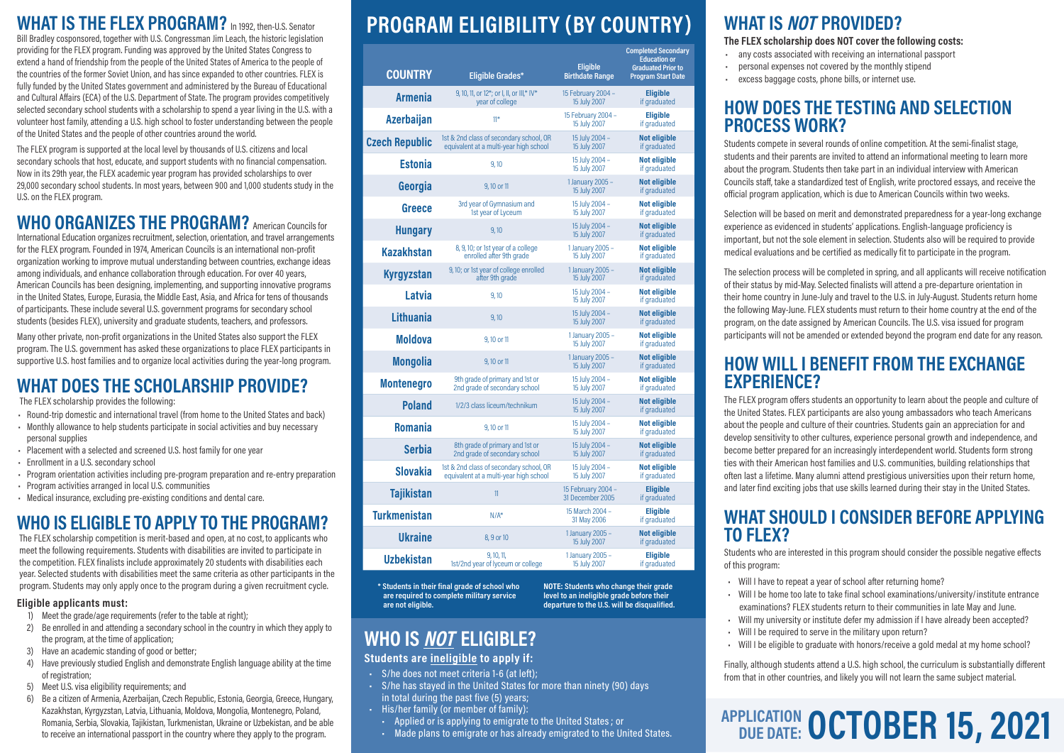## WHAT IS THE FLEX PROGRAM?

In 1992, then-U.S. Senator Bill Bradley cosponsored, together with U.S. Congressman Jim Leach, the historic legislation providing for the FLEX program. Funding was approved by the United States Congress to extend a hand of friendship from the people of the United States of America to the people of the countries of the former Soviet Union, and has since expanded to other countries. FLEX is fully funded by the United States government and administered by the Bureau of Educational and Cultural Affairs (ECA) of the U.S. Department of State. The program provides competitively selected secondary school students with a scholarship to spend a year living in the U.S. with a volunteer host family, attending a U.S. high school to foster understanding between the people of the United States and the people of other countries around the world.

The FLEX program is supported at the local level by thousands of U.S. citizens and local secondary schools that host, educate, and support students with no financial compensation. Now in its 29th year, the FLEX academic year program has provided scholarships to over 29,000 secondary school students. In most years, between 900 and 1,000 students study in the U.S. on the FLEX program.

## WHO ORGANIZES THE PROGRAM?

American Councils for International Education organizes recruitment, selection, orientation, and travel arrangements for the FLEX program. Founded in 1974, American Councils is an international non-profit organization working to improve mutual understanding between countries, exchange ideas among individuals, and enhance collaboration through education. For over 40 years, American Councils has been designing, implementing, and supporting innovative programs in the United States, Europe, Eurasia, the Middle East, Asia, and Africa for tens of thousands of participants. These include several U.S. government programs for secondary school students (besides FLEX), university and graduate students, teachers, and professors.

Many other private, non-profit organizations in the United States also support the FLEX program. The U.S. government has asked these organizations to place FLEX participants in supportive U.S. host families and to organize local activities during the year-long program.

## WHAT DOES THE SCHOLARSHIP PROVIDE?

The FLEX scholarship provides the following:

- Round-trip domestic and international travel (from home to the United States and back)
- Monthly allowance to help students participate in social activities and buy necessary personal supplies
- Placement with a selected and screened U.S. host family for one year
- Enrollment in a U.S. secondary school
- Program orientation activities including pre-program preparation and re-entry preparation
- Program activities arranged in local U.S. communities
- Medical insurance, excluding pre-existing conditions and dental care.

## WHO IS ELIGIBLE TO APPLY TO THE PROGRAM?

The FLEX scholarship competition is merit-based and open, at no cost, to applicants who meet the following requirements. Students with disabilities are invited to participate in the competition. FLEX finalists include approximately 20 students with disabilities each year. Selected students with disabilities meet the same criteria as other participants in the program. Students may only apply once to the program during a given recruitment cycle.

### Eligible applicants must:

1) Meet the grade/age requirements (refer to the table at right);
2) Be enrolled in and attending a secondary school in the country in which they apply to the program, at the time of application;
3) Have an academic standing of good or better;
4) Have previously studied English and demonstrate English language ability at the time of registration;
5) Meet U.S. visa eligibility requirements; and
6) Be a citizen of Armenia, Azerbaijan, Czech Republic, Estonia, Georgia, Greece, Hungary, Kazakhstan, Kyrgyzstan, Latvia, Lithuania, Moldova, Mongolia, Montenegro, Poland, Romania, Serbia, Slovakia, Tajikistan, Turkmenistan, Ukraine or Uzbekistan, and be able to receive an international passport in the country where they apply to the program.

## PROGRAM ELIGIBILITY (BY COUNTRY)

| COUNTRY | Eligible Grades* | Eligible Birthdate Range | Completed Secondary Education or Graduated Prior to Program Start Date |
|---|---|---|---|
| Armenia | 9, 10, 11, or 12*; or I, II, or III,* IV* year of college | 15 February 2004 – 15 July 2007 | Eligible if graduated |
| Azerbaijan | 11* | 15 February 2004 – 15 July 2007 | Eligible if graduated |
| Czech Republic | 1st & 2nd class of secondary school, OR equivalent at a multi-year high school | 15 July 2004 – 15 July 2007 | Not eligible if graduated |
| Estonia | 9, 10 | 15 July 2004 – 15 July 2007 | Not eligible if graduated |
| Georgia | 9, 10 or 11 | 1 January 2005 – 15 July 2007 | Not eligible if graduated |
| Greece | 3rd year of Gymnasium and 1st year of Lyceum | 15 July 2004 – 15 July 2007 | Not eligible if graduated |
| Hungary | 9, 10 | 15 July 2004 – 15 July 2007 | Not eligible if graduated |
| Kazakhstan | 8, 9, 10; or 1st year of a college enrolled after 9th grade | 1 January 2005 – 15 July 2007 | Not eligible if graduated |
| Kyrgyzstan | 9, 10; or 1st year of college enrolled after 9th grade | 1 January 2005 – 15 July 2007 | Not eligible if graduated |
| Latvia | 9, 10 | 15 July 2004 – 15 July 2007 | Not eligible if graduated |
| Lithuania | 9, 10 | 15 July 2004 – 15 July 2007 | Not eligible if graduated |
| Moldova | 9, 10 or 11 | 1 January 2005 – 15 July 2007 | Not eligible if graduated |
| Mongolia | 9, 10 or 11 | 1 January 2005 – 15 July 2007 | Not eligible if graduated |
| Montenegro | 9th grade of primary and 1st or 2nd grade of secondary school | 15 July 2004 – 15 July 2007 | Not eligible if graduated |
| Poland | 1/2/3 class liceum/technikum | 15 July 2004 – 15 July 2007 | Not eligible if graduated |
| Romania | 9, 10 or 11 | 15 July 2004 – 15 July 2007 | Not eligible if graduated |
| Serbia | 8th grade of primary and 1st or 2nd grade of secondary school | 15 July 2004 – 15 July 2007 | Not eligible if graduated |
| Slovakia | 1st & 2nd class of secondary school, OR equivalent at a multi-year high school | 15 July 2004 – 15 July 2007 | Not eligible if graduated |
| Tajikistan | 11 | 15 February 2004 – 31 December 2005 | Eligible if graduated |
| Turkmenistan | N/A* | 15 March 2004 – 31 May 2006 | Eligible if graduated |
| Ukraine | 8, 9 or 10 | 1 January 2005 – 15 July 2007 | Not eligible if graduated |
| Uzbekistan | 9, 10, 11, 1st/2nd year of lyceum or college | 1 January 2005 – 15 July 2007 | Eligible if graduated |

**\* Students in their final grade of school who are required to complete military service are not eligible.**

**NOTE: Students who change their grade level to an ineligible grade before their departure to the U.S. will be disqualified.**

## WHO IS *NOT* ELIGIBLE?

### Students are ineligible to apply if:

- S/he does not meet criteria 1-6 (at left);
- S/he has stayed in the United States for more than ninety (90) days in total during the past five (5) years;
- His/her family (or member of family):
  - Applied or is applying to emigrate to the United States ; or
  - Made plans to emigrate or has already emigrated to the United States.

## WHAT IS *NOT* PROVIDED?

**The FLEX scholarship does NOT cover the following costs:**

- any costs associated with receiving an international passport
- personal expenses not covered by the monthly stipend
- excess baggage costs, phone bills, or internet use.

## HOW DOES THE TESTING AND SELECTION PROCESS WORK?

Students compete in several rounds of online competition. At the semi-finalist stage, students and their parents are invited to attend an informational meeting to learn more about the program. Students then take part in an individual interview with American Councils staff, take a standardized test of English, write proctored essays, and receive the official program application, which is due to American Councils within two weeks.

Selection will be based on merit and demonstrated preparedness for a year-long exchange experience as evidenced in students' applications. English-language proficiency is important, but not the sole element in selection. Students also will be required to provide medical evaluations and be certified as medically fit to participate in the program.

The selection process will be completed in spring, and all applicants will receive notification of their status by mid-May. Selected finalists will attend a pre-departure orientation in their home country in June-July and travel to the U.S. in July-August. Students return home the following May-June. FLEX students must return to their home country at the end of the program, on the date assigned by American Councils. The U.S. visa issued for program participants will not be amended or extended beyond the program end date for any reason.

## HOW WILL I BENEFIT FROM THE EXCHANGE EXPERIENCE?

The FLEX program offers students an opportunity to learn about the people and culture of the United States. FLEX participants are also young ambassadors who teach Americans about the people and culture of their countries. Students gain an appreciation for and develop sensitivity to other cultures, experience personal growth and independence, and become better prepared for an increasingly interdependent world. Students form strong ties with their American host families and U.S. communities, building relationships that often last a lifetime. Many alumni attend prestigious universities upon their return home, and later find exciting jobs that use skills learned during their stay in the United States.

## WHAT SHOULD I CONSIDER BEFORE APPLYING TO FLEX?

Students who are interested in this program should consider the possible negative effects of this program:

- Will I have to repeat a year of school after returning home?
- Will I be home too late to take final school examinations/university/institute entrance examinations? FLEX students return to their communities in late May and June.
- Will my university or institute defer my admission if I have already been accepted?
- Will I be required to serve in the military upon return?
- Will I be eligible to graduate with honors/receive a gold medal at my home school?

Finally, although students attend a U.S. high school, the curriculum is substantially different from that in other countries, and likely you will not learn the same subject material.

## APPLICATION DUE DATE: OCTOBER 15, 2021